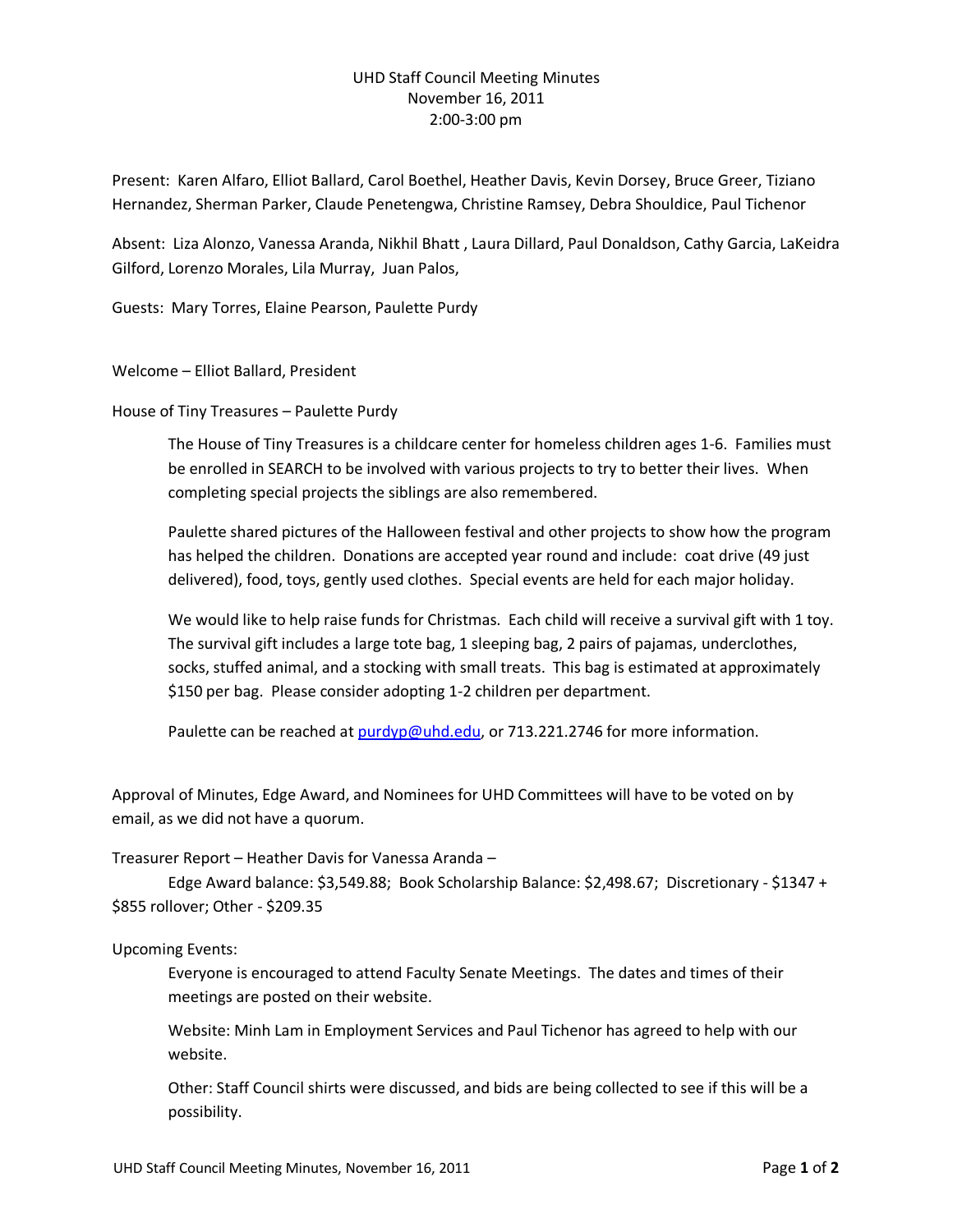UHD Staff Council Meeting Minutes
November 16, 2011
2:00-3:00 pm

Present: Karen Alfaro, Elliot Ballard, Carol Boethel, Heather Davis, Kevin Dorsey, Bruce Greer, Tiziano Hernandez, Sherman Parker, Claude Penetengwa, Christine Ramsey, Debra Shouldice, Paul Tichenor

Absent: Liza Alonzo, Vanessa Aranda, Nikhil Bhatt , Laura Dillard, Paul Donaldson, Cathy Garcia, LaKeidra Gilford, Lorenzo Morales, Lila Murray, Juan Palos,

Guests: Mary Torres, Elaine Pearson, Paulette Purdy

Welcome – Elliot Ballard, President

House of Tiny Treasures – Paulette Purdy

> The House of Tiny Treasures is a childcare center for homeless children ages 1-6. Families must be enrolled in SEARCH to be involved with various projects to try to better their lives. When completing special projects the siblings are also remembered.
>
> Paulette shared pictures of the Halloween festival and other projects to show how the program has helped the children. Donations are accepted year round and include: coat drive (49 just delivered), food, toys, gently used clothes. Special events are held for each major holiday.
>
> We would like to help raise funds for Christmas. Each child will receive a survival gift with 1 toy. The survival gift includes a large tote bag, 1 sleeping bag, 2 pairs of pajamas, underclothes, socks, stuffed animal, and a stocking with small treats. This bag is estimated at approximately $150 per bag. Please consider adopting 1-2 children per department.
>
> Paulette can be reached at purdyp@uhd.edu, or 713.221.2746 for more information.

Approval of Minutes, Edge Award, and Nominees for UHD Committees will have to be voted on by email, as we did not have a quorum.

Treasurer Report – Heather Davis for Vanessa Aranda –

> Edge Award balance: $3,549.88; Book Scholarship Balance: $2,498.67; Discretionary - $1347 + $855 rollover; Other - $209.35

Upcoming Events:

> Everyone is encouraged to attend Faculty Senate Meetings. The dates and times of their meetings are posted on their website.
>
> Website: Minh Lam in Employment Services and Paul Tichenor has agreed to help with our website.
>
> Other: Staff Council shirts were discussed, and bids are being collected to see if this will be a possibility.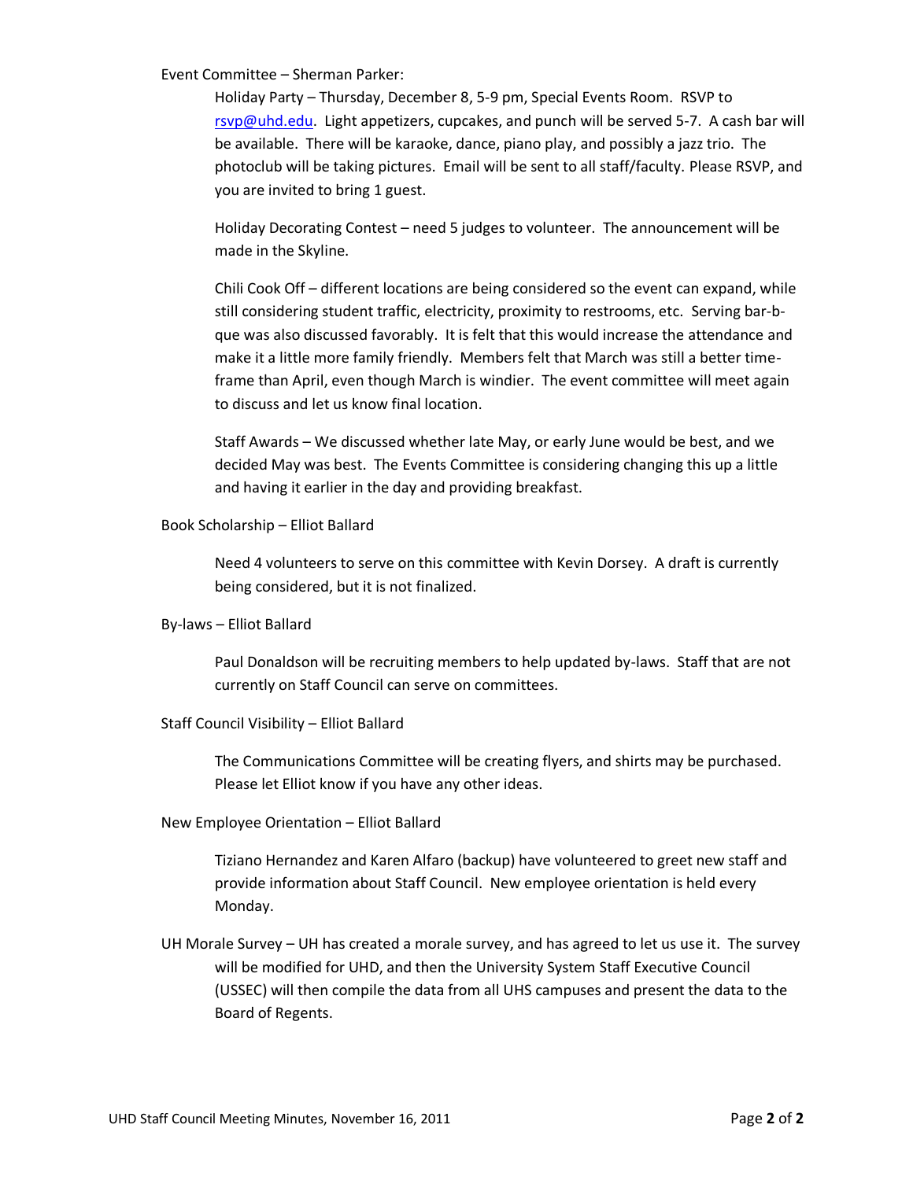Event Committee – Sherman Parker:

Holiday Party – Thursday, December 8, 5-9 pm, Special Events Room. RSVP to rsvp@uhd.edu. Light appetizers, cupcakes, and punch will be served 5-7. A cash bar will be available. There will be karaoke, dance, piano play, and possibly a jazz trio. The photoclub will be taking pictures. Email will be sent to all staff/faculty. Please RSVP, and you are invited to bring 1 guest.

Holiday Decorating Contest – need 5 judges to volunteer. The announcement will be made in the Skyline.

Chili Cook Off – different locations are being considered so the event can expand, while still considering student traffic, electricity, proximity to restrooms, etc. Serving bar-b-que was also discussed favorably. It is felt that this would increase the attendance and make it a little more family friendly. Members felt that March was still a better time-frame than April, even though March is windier. The event committee will meet again to discuss and let us know final location.

Staff Awards – We discussed whether late May, or early June would be best, and we decided May was best. The Events Committee is considering changing this up a little and having it earlier in the day and providing breakfast.

Book Scholarship – Elliot Ballard

Need 4 volunteers to serve on this committee with Kevin Dorsey. A draft is currently being considered, but it is not finalized.

By-laws – Elliot Ballard

Paul Donaldson will be recruiting members to help updated by-laws. Staff that are not currently on Staff Council can serve on committees.

Staff Council Visibility – Elliot Ballard

The Communications Committee will be creating flyers, and shirts may be purchased. Please let Elliot know if you have any other ideas.

New Employee Orientation – Elliot Ballard

Tiziano Hernandez and Karen Alfaro (backup) have volunteered to greet new staff and provide information about Staff Council. New employee orientation is held every Monday.

UH Morale Survey – UH has created a morale survey, and has agreed to let us use it. The survey will be modified for UHD, and then the University System Staff Executive Council (USSEC) will then compile the data from all UHS campuses and present the data to the Board of Regents.